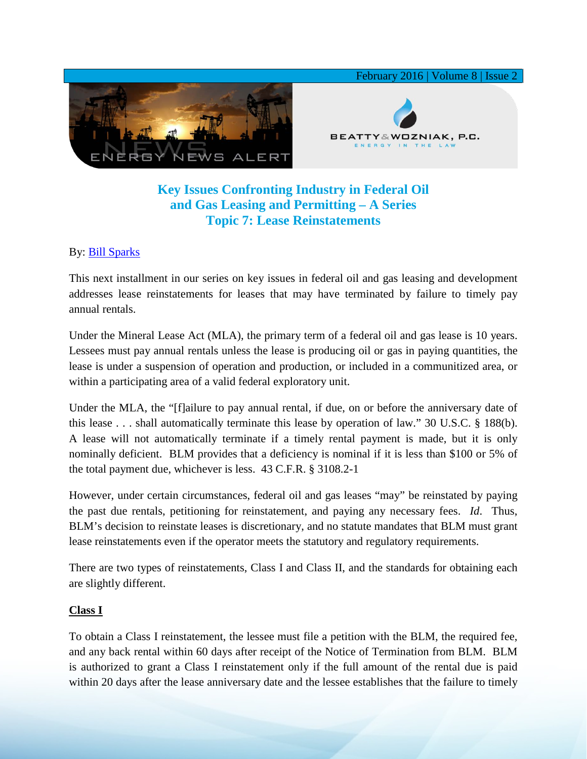# Key Issues Confronting Industry in Federal Oil and Gas Leasing and Permitting – A Series
## Topic 7: Lease Reinstatements

By: Bill Sparks

This next installment in our series on key issues in federal oil and gas leasing and development addresses lease reinstatements for leases that may have terminated by failure to timely pay annual rentals.

Under the Mineral Lease Act (MLA), the primary term of a federal oil and gas lease is 10 years. Lessees must pay annual rentals unless the lease is producing oil or gas in paying quantities, the lease is under a suspension of operation and production, or included in a communitized area, or within a participating area of a valid federal exploratory unit.

Under the MLA, the "[f]ailure to pay annual rental, if due, on or before the anniversary date of this lease . . . shall automatically terminate this lease by operation of law." 30 U.S.C. § 188(b). A lease will not automatically terminate if a timely rental payment is made, but it is only nominally deficient. BLM provides that a deficiency is nominal if it is less than $100 or 5% of the total payment due, whichever is less. 43 C.F.R. § 3108.2-1

However, under certain circumstances, federal oil and gas leases "may" be reinstated by paying the past due rentals, petitioning for reinstatement, and paying any necessary fees. *Id*. Thus, BLM's decision to reinstate leases is discretionary, and no statute mandates that BLM must grant lease reinstatements even if the operator meets the statutory and regulatory requirements.

There are two types of reinstatements, Class I and Class II, and the standards for obtaining each are slightly different.

### Class I

To obtain a Class I reinstatement, the lessee must file a petition with the BLM, the required fee, and any back rental within 60 days after receipt of the Notice of Termination from BLM. BLM is authorized to grant a Class I reinstatement only if the full amount of the rental due is paid within 20 days after the lease anniversary date and the lessee establishes that the failure to timely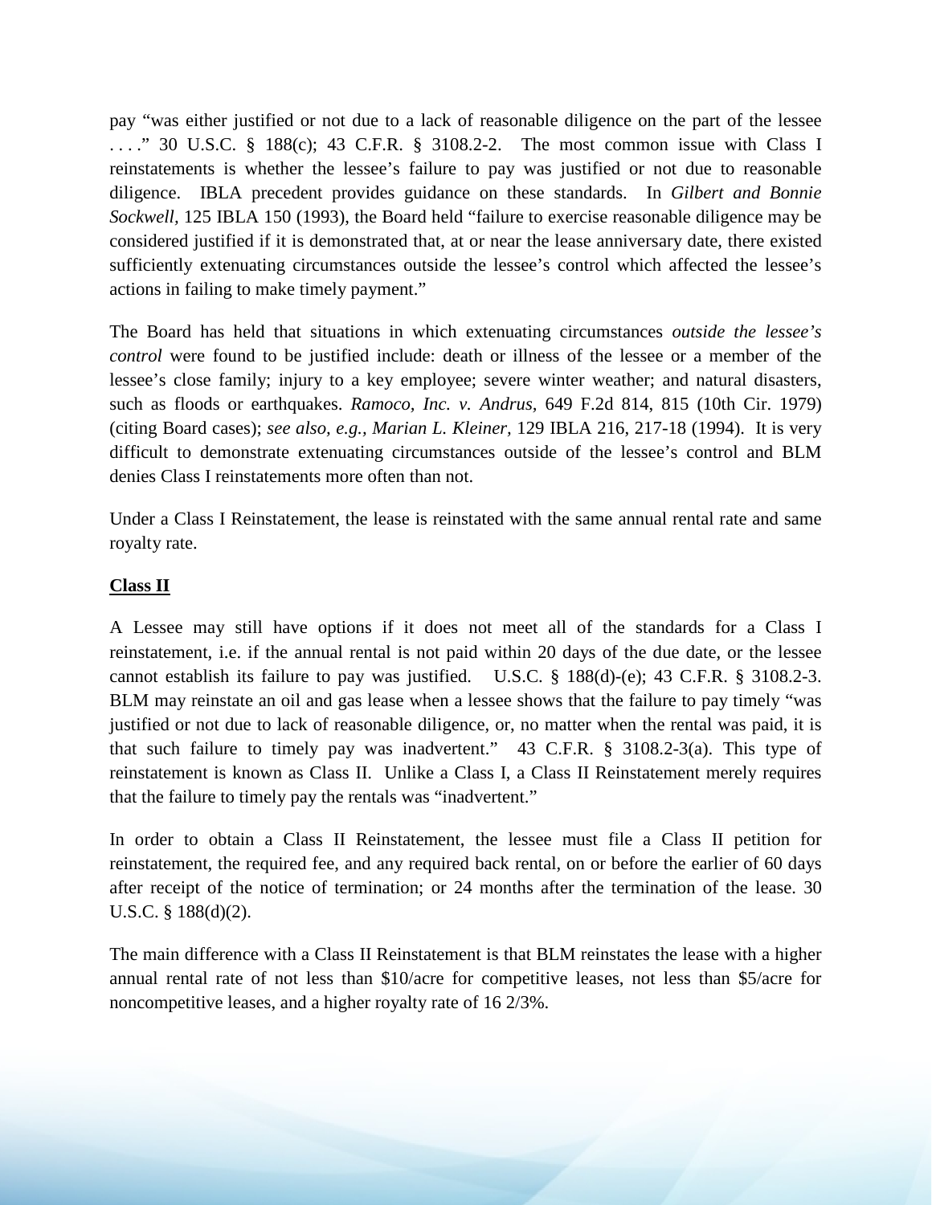pay "was either justified or not due to a lack of reasonable diligence on the part of the lessee . . . ." 30 U.S.C. § 188(c); 43 C.F.R. § 3108.2-2. The most common issue with Class I reinstatements is whether the lessee's failure to pay was justified or not due to reasonable diligence. IBLA precedent provides guidance on these standards. In *Gilbert and Bonnie Sockwell,* 125 IBLA 150 (1993), the Board held "failure to exercise reasonable diligence may be considered justified if it is demonstrated that, at or near the lease anniversary date, there existed sufficiently extenuating circumstances outside the lessee's control which affected the lessee's actions in failing to make timely payment."

The Board has held that situations in which extenuating circumstances *outside the lessee's control* were found to be justified include: death or illness of the lessee or a member of the lessee's close family; injury to a key employee; severe winter weather; and natural disasters, such as floods or earthquakes. *Ramoco, Inc. v. Andrus,* 649 F.2d 814, 815 (10th Cir. 1979) (citing Board cases); *see also, e.g.*, *Marian L. Kleiner,* 129 IBLA 216, 217-18 (1994). It is very difficult to demonstrate extenuating circumstances outside of the lessee's control and BLM denies Class I reinstatements more often than not.

Under a Class I Reinstatement, the lease is reinstated with the same annual rental rate and same royalty rate.

**Class II**

A Lessee may still have options if it does not meet all of the standards for a Class I reinstatement, i.e. if the annual rental is not paid within 20 days of the due date, or the lessee cannot establish its failure to pay was justified. U.S.C. § 188(d)-(e); 43 C.F.R. § 3108.2-3. BLM may reinstate an oil and gas lease when a lessee shows that the failure to pay timely "was justified or not due to lack of reasonable diligence, or, no matter when the rental was paid, it is that such failure to timely pay was inadvertent." 43 C.F.R. § 3108.2-3(a). This type of reinstatement is known as Class II. Unlike a Class I, a Class II Reinstatement merely requires that the failure to timely pay the rentals was "inadvertent."

In order to obtain a Class II Reinstatement, the lessee must file a Class II petition for reinstatement, the required fee, and any required back rental, on or before the earlier of 60 days after receipt of the notice of termination; or 24 months after the termination of the lease. 30 U.S.C. § 188(d)(2).

The main difference with a Class II Reinstatement is that BLM reinstates the lease with a higher annual rental rate of not less than $10/acre for competitive leases, not less than $5/acre for noncompetitive leases, and a higher royalty rate of 16 2/3%.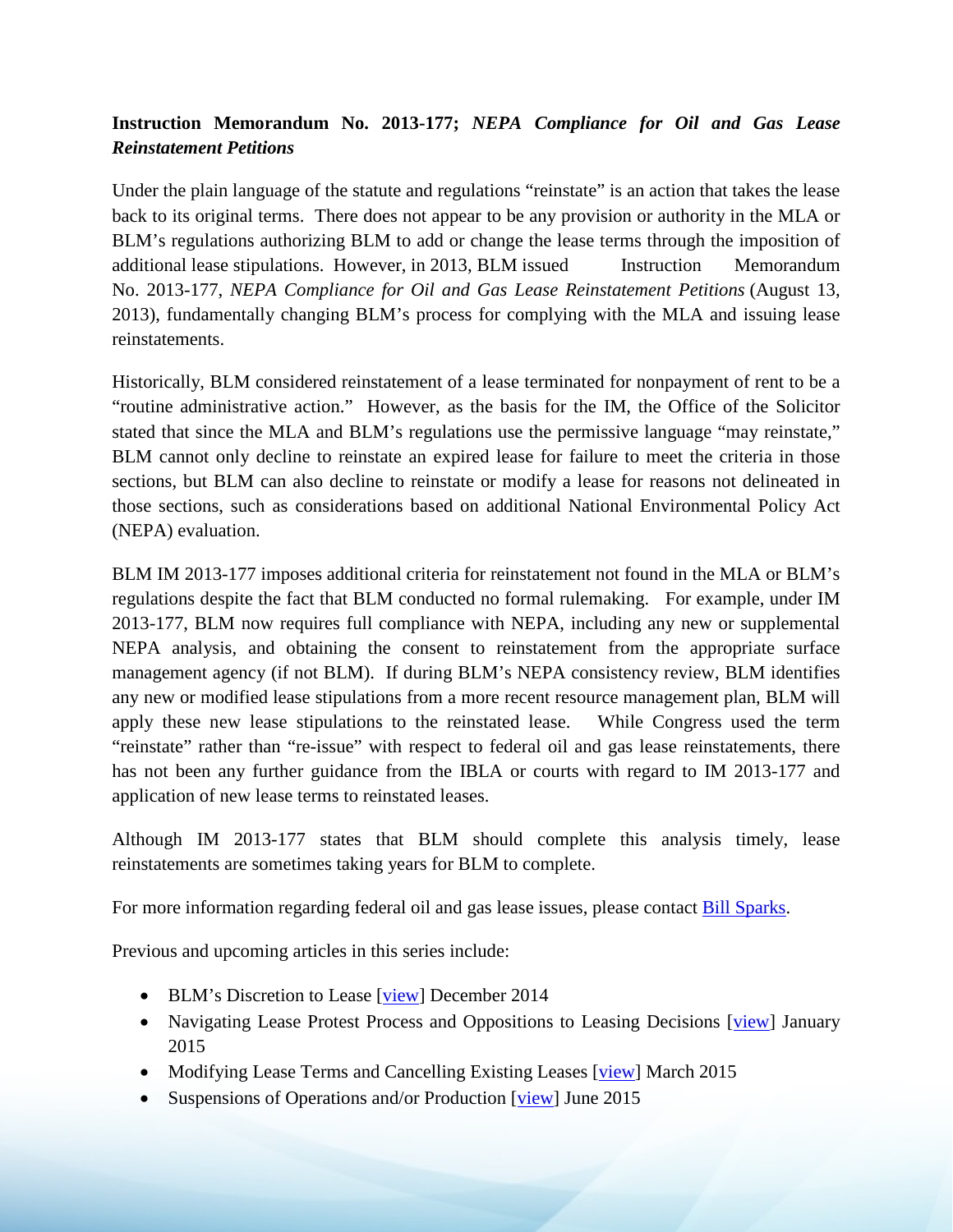**Instruction Memorandum No. 2013-177; *NEPA Compliance for Oil and Gas Lease Reinstatement Petitions***

Under the plain language of the statute and regulations "reinstate" is an action that takes the lease back to its original terms. There does not appear to be any provision or authority in the MLA or BLM's regulations authorizing BLM to add or change the lease terms through the imposition of additional lease stipulations. However, in 2013, BLM issued Instruction Memorandum No. 2013-177, *NEPA Compliance for Oil and Gas Lease Reinstatement Petitions* (August 13, 2013), fundamentally changing BLM's process for complying with the MLA and issuing lease reinstatements.

Historically, BLM considered reinstatement of a lease terminated for nonpayment of rent to be a "routine administrative action." However, as the basis for the IM, the Office of the Solicitor stated that since the MLA and BLM's regulations use the permissive language "may reinstate," BLM cannot only decline to reinstate an expired lease for failure to meet the criteria in those sections, but BLM can also decline to reinstate or modify a lease for reasons not delineated in those sections, such as considerations based on additional National Environmental Policy Act (NEPA) evaluation.

BLM IM 2013-177 imposes additional criteria for reinstatement not found in the MLA or BLM's regulations despite the fact that BLM conducted no formal rulemaking. For example, under IM 2013-177, BLM now requires full compliance with NEPA, including any new or supplemental NEPA analysis, and obtaining the consent to reinstatement from the appropriate surface management agency (if not BLM). If during BLM's NEPA consistency review, BLM identifies any new or modified lease stipulations from a more recent resource management plan, BLM will apply these new lease stipulations to the reinstated lease. While Congress used the term "reinstate" rather than "re-issue" with respect to federal oil and gas lease reinstatements, there has not been any further guidance from the IBLA or courts with regard to IM 2013-177 and application of new lease terms to reinstated leases.

Although IM 2013-177 states that BLM should complete this analysis timely, lease reinstatements are sometimes taking years for BLM to complete.

For more information regarding federal oil and gas lease issues, please contact Bill Sparks.

Previous and upcoming articles in this series include:

- BLM's Discretion to Lease [view] December 2014
- Navigating Lease Protest Process and Oppositions to Leasing Decisions [view] January 2015
- Modifying Lease Terms and Cancelling Existing Leases [view] March 2015
- Suspensions of Operations and/or Production [view] June 2015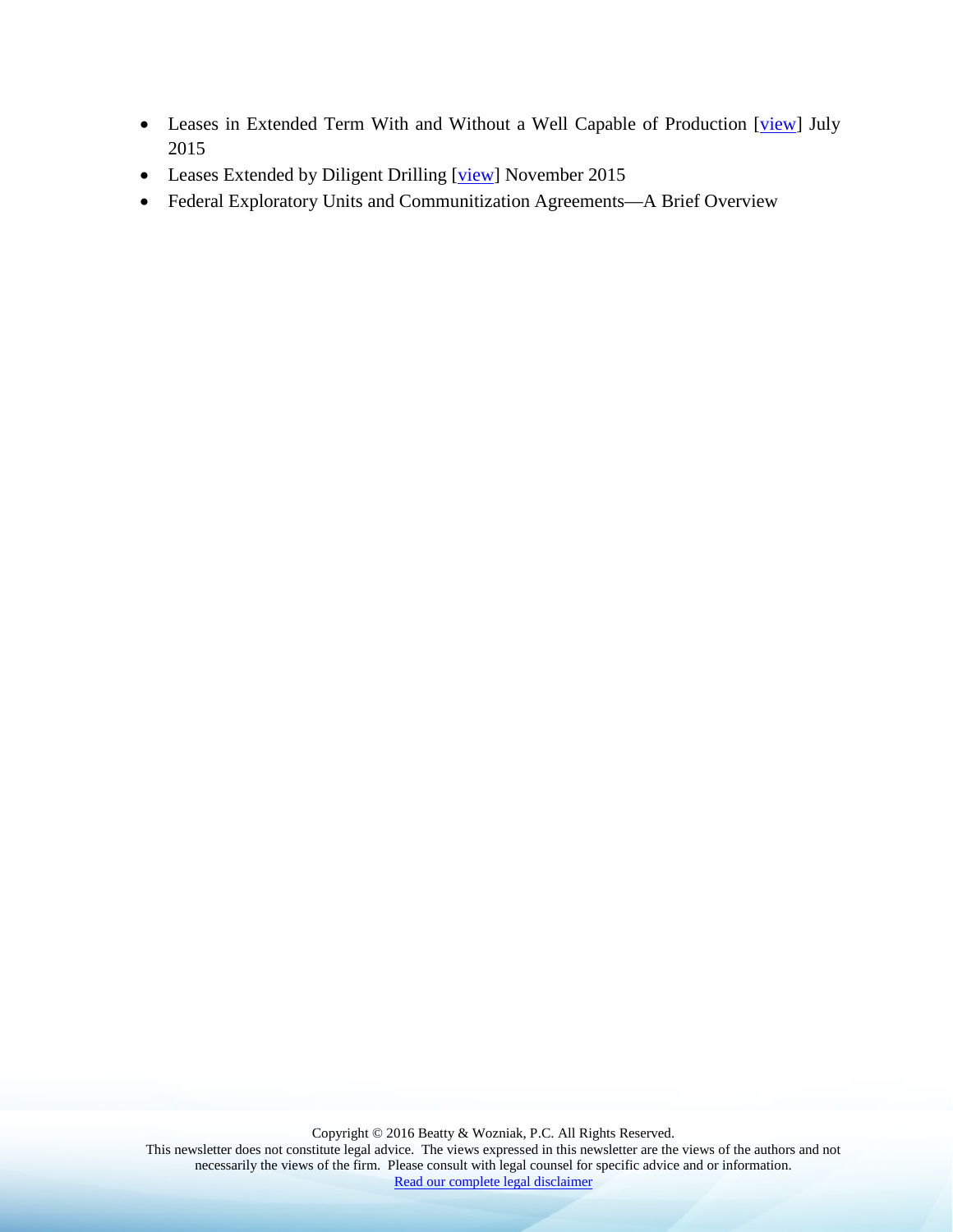- Leases in Extended Term With and Without a Well Capable of Production [view] July 2015
- Leases Extended by Diligent Drilling [view] November 2015
- Federal Exploratory Units and Communitization Agreements—A Brief Overview

Copyright © 2016 Beatty & Wozniak, P.C. All Rights Reserved.
This newsletter does not constitute legal advice. The views expressed in this newsletter are the views of the authors and not necessarily the views of the firm. Please consult with legal counsel for specific advice and or information.
Read our complete legal disclaimer